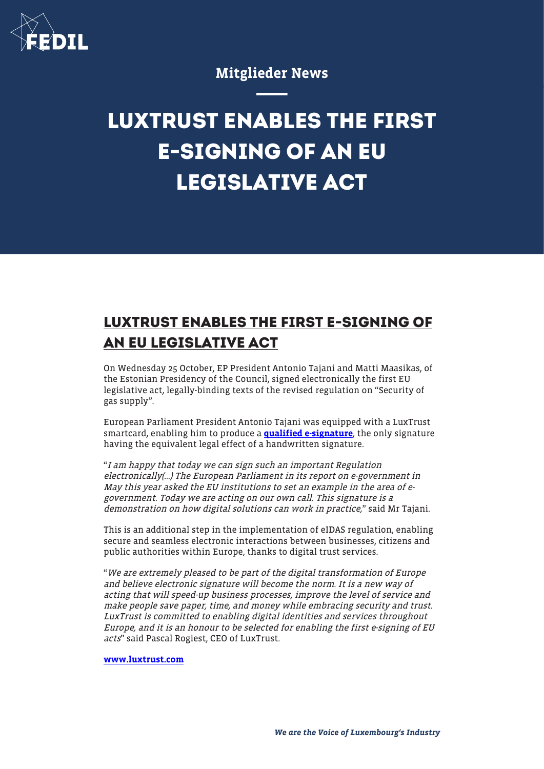Mitglieder News

# LUXTRUST ENABLES THE FIRST E-SIGNING OF AN EU LEGISLATIVE ACT

## LUXTRUST ENABLES THE FIRST E-SIGNING OF AN EU LEGISLATIVE ACT

On Wednesday 25 October, EP President Antonio Tajani and Matti Maasikas, of the Estonian Presidency of the Council, signed electronically the first EU legislative act, legally-binding texts of the revised regulation on "Security of gas supply".

European Parliament President Antonio Tajani was equipped with a LuxTrust smartcard, enabling him to produce a **qualified e-signature**, the only signature having the equivalent legal effect of a handwritten signature.

"*I am happy that today we can sign such an important Regulation electronically(...) The European Parliament in its report on e-government in May this year asked the EU institutions to set an example in the area of e-government. Today we are acting on our own call. This signature is a demonstration on how digital solutions can work in practice,*" said Mr Tajani.

This is an additional step in the implementation of eIDAS regulation, enabling secure and seamless electronic interactions between businesses, citizens and public authorities within Europe, thanks to digital trust services.

"*We are extremely pleased to be part of the digital transformation of Europe and believe electronic signature will become the norm. It is a new way of acting that will speed-up business processes, improve the level of service and make people save paper, time, and money while embracing security and trust. LuxTrust is committed to enabling digital identities and services throughout Europe, and it is an honour to be selected for enabling the first e-signing of EU acts*" said Pascal Rogiest, CEO of LuxTrust.

**www.luxtrust.com**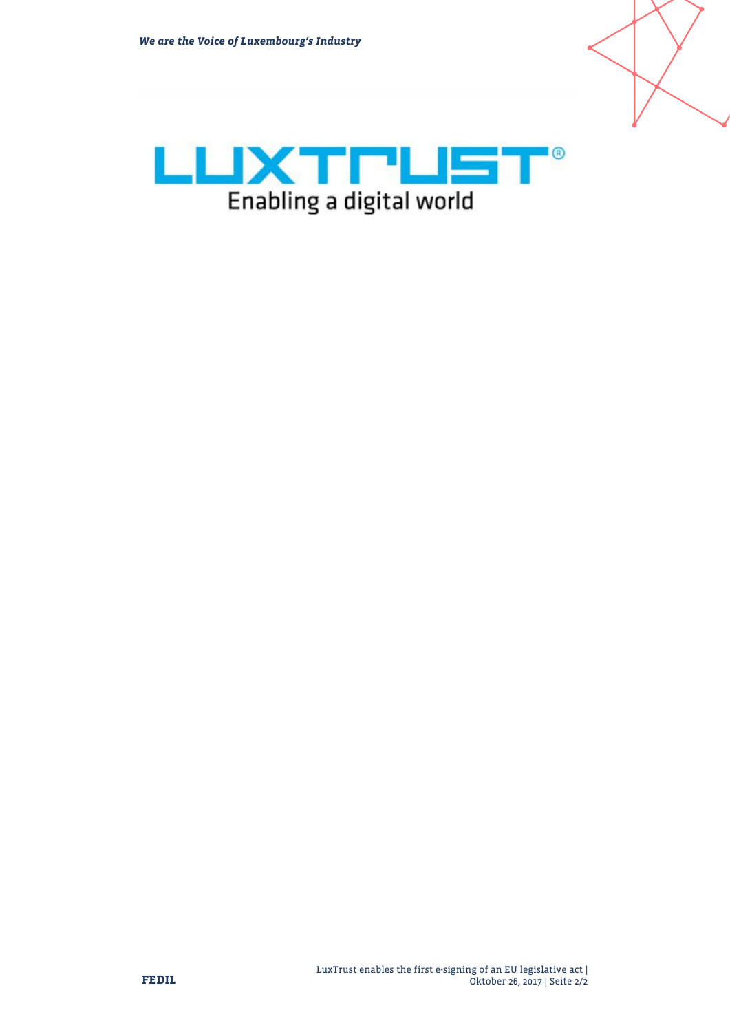LUXTRUST®

Enabling a digital world